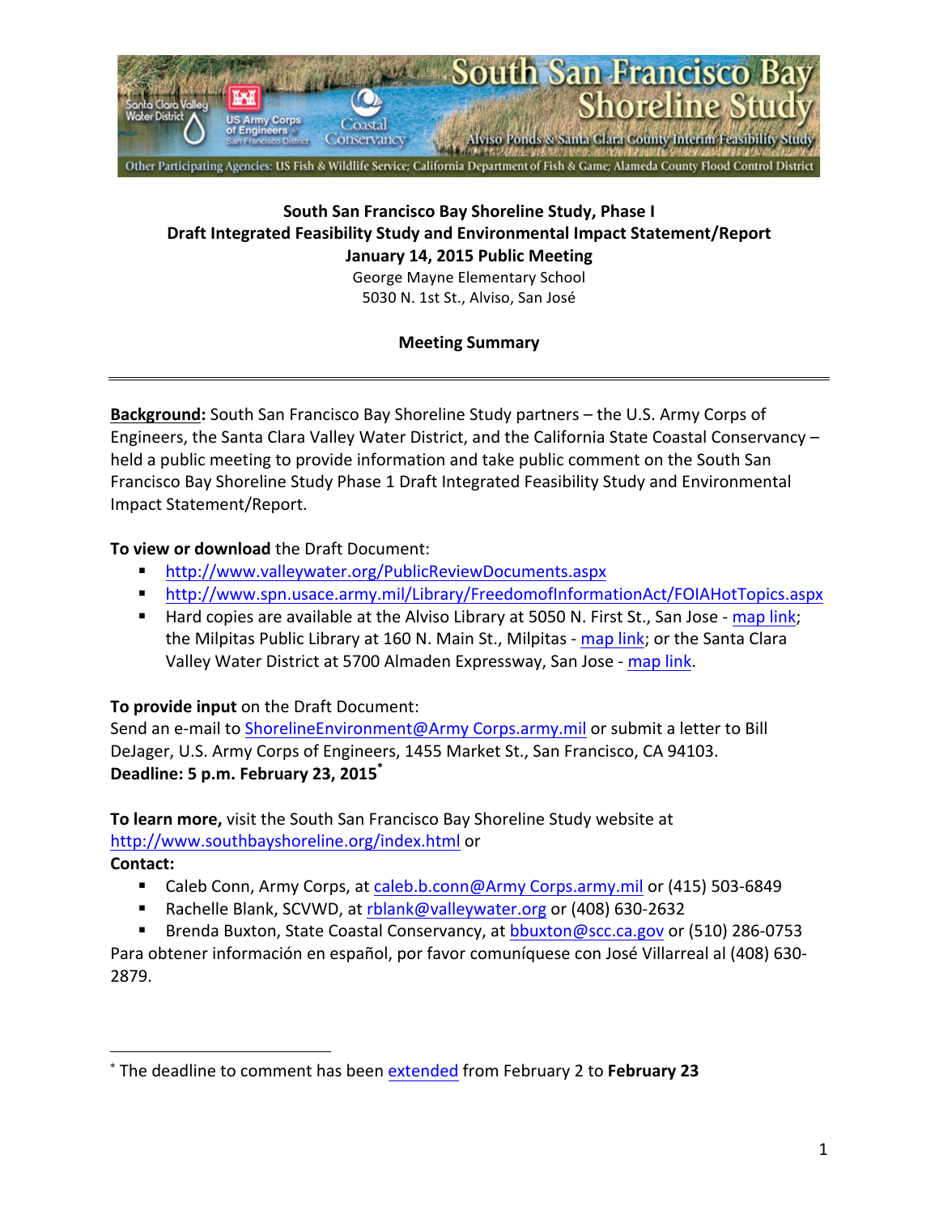South San Francisco Bay Shoreline Study

Alviso Ponds & Santa Clara County Interim Feasibility Study

Santa Clara Valley Water District | US Army Corps of Engineers San Francisco District | Coastal Conservancy

Other Participating Agencies: US Fish & Wildlife Service; California Department of Fish & Game; Alameda County Flood Control District

**South San Francisco Bay Shoreline Study, Phase I**
**Draft Integrated Feasibility Study and Environmental Impact Statement/Report**
**January 14, 2015 Public Meeting**
George Mayne Elementary School
5030 N. 1st St., Alviso, San José

**Meeting Summary**

---

**Background**: South San Francisco Bay Shoreline Study partners – the U.S. Army Corps of Engineers, the Santa Clara Valley Water District, and the California State Coastal Conservancy – held a public meeting to provide information and take public comment on the South San Francisco Bay Shoreline Study Phase 1 Draft Integrated Feasibility Study and Environmental Impact Statement/Report.

**To view or download** the Draft Document:

- http://www.valleywater.org/PublicReviewDocuments.aspx
- http://www.spn.usace.army.mil/Library/FreedomofInformationAct/FOIAHotTopics.aspx
- Hard copies are available at the Alviso Library at 5050 N. First St., San Jose - map link; the Milpitas Public Library at 160 N. Main St., Milpitas - map link; or the Santa Clara Valley Water District at 5700 Almaden Expressway, San Jose - map link.

**To provide input** on the Draft Document:
Send an e-mail to ShorelineEnvironment@Army Corps.army.mil or submit a letter to Bill DeJager, U.S. Army Corps of Engineers, 1455 Market St., San Francisco, CA 94103.
**Deadline: 5 p.m. February 23, 2015***

**To learn more,** visit the South San Francisco Bay Shoreline Study website at http://www.southbayshoreline.org/index.html or
**Contact:**

- Caleb Conn, Army Corps, at caleb.b.conn@Army Corps.army.mil or (415) 503-6849
- Rachelle Blank, SCVWD, at rblank@valleywater.org or (408) 630-2632
- Brenda Buxton, State Coastal Conservancy, at bbuxton@scc.ca.gov or (510) 286-0753

Para obtener información en español, por favor comuníquese con José Villarreal al (408) 630-2879.

---

* The deadline to comment has been extended from February 2 to **February 23**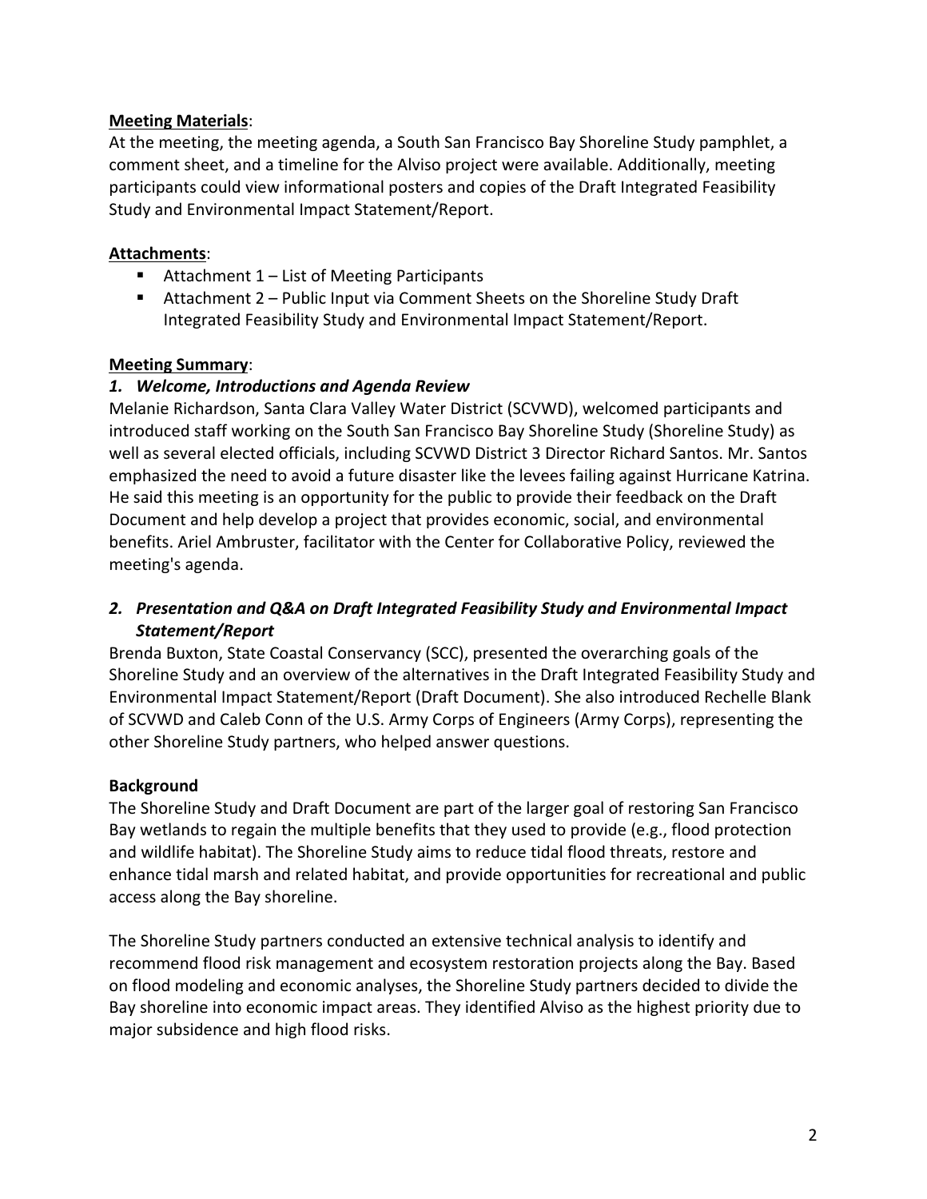**Meeting Materials**:

At the meeting, the meeting agenda, a South San Francisco Bay Shoreline Study pamphlet, a comment sheet, and a timeline for the Alviso project were available. Additionally, meeting participants could view informational posters and copies of the Draft Integrated Feasibility Study and Environmental Impact Statement/Report.

**Attachments**:

- Attachment 1 – List of Meeting Participants
- Attachment 2 – Public Input via Comment Sheets on the Shoreline Study Draft Integrated Feasibility Study and Environmental Impact Statement/Report.

**Meeting Summary**:

***1. Welcome, Introductions and Agenda Review***

Melanie Richardson, Santa Clara Valley Water District (SCVWD), welcomed participants and introduced staff working on the South San Francisco Bay Shoreline Study (Shoreline Study) as well as several elected officials, including SCVWD District 3 Director Richard Santos. Mr. Santos emphasized the need to avoid a future disaster like the levees failing against Hurricane Katrina. He said this meeting is an opportunity for the public to provide their feedback on the Draft Document and help develop a project that provides economic, social, and environmental benefits. Ariel Ambruster, facilitator with the Center for Collaborative Policy, reviewed the meeting's agenda.

***2. Presentation and Q&A on Draft Integrated Feasibility Study and Environmental Impact Statement/Report***

Brenda Buxton, State Coastal Conservancy (SCC), presented the overarching goals of the Shoreline Study and an overview of the alternatives in the Draft Integrated Feasibility Study and Environmental Impact Statement/Report (Draft Document). She also introduced Rechelle Blank of SCVWD and Caleb Conn of the U.S. Army Corps of Engineers (Army Corps), representing the other Shoreline Study partners, who helped answer questions.

**Background**

The Shoreline Study and Draft Document are part of the larger goal of restoring San Francisco Bay wetlands to regain the multiple benefits that they used to provide (e.g., flood protection and wildlife habitat). The Shoreline Study aims to reduce tidal flood threats, restore and enhance tidal marsh and related habitat, and provide opportunities for recreational and public access along the Bay shoreline.

The Shoreline Study partners conducted an extensive technical analysis to identify and recommend flood risk management and ecosystem restoration projects along the Bay. Based on flood modeling and economic analyses, the Shoreline Study partners decided to divide the Bay shoreline into economic impact areas. They identified Alviso as the highest priority due to major subsidence and high flood risks.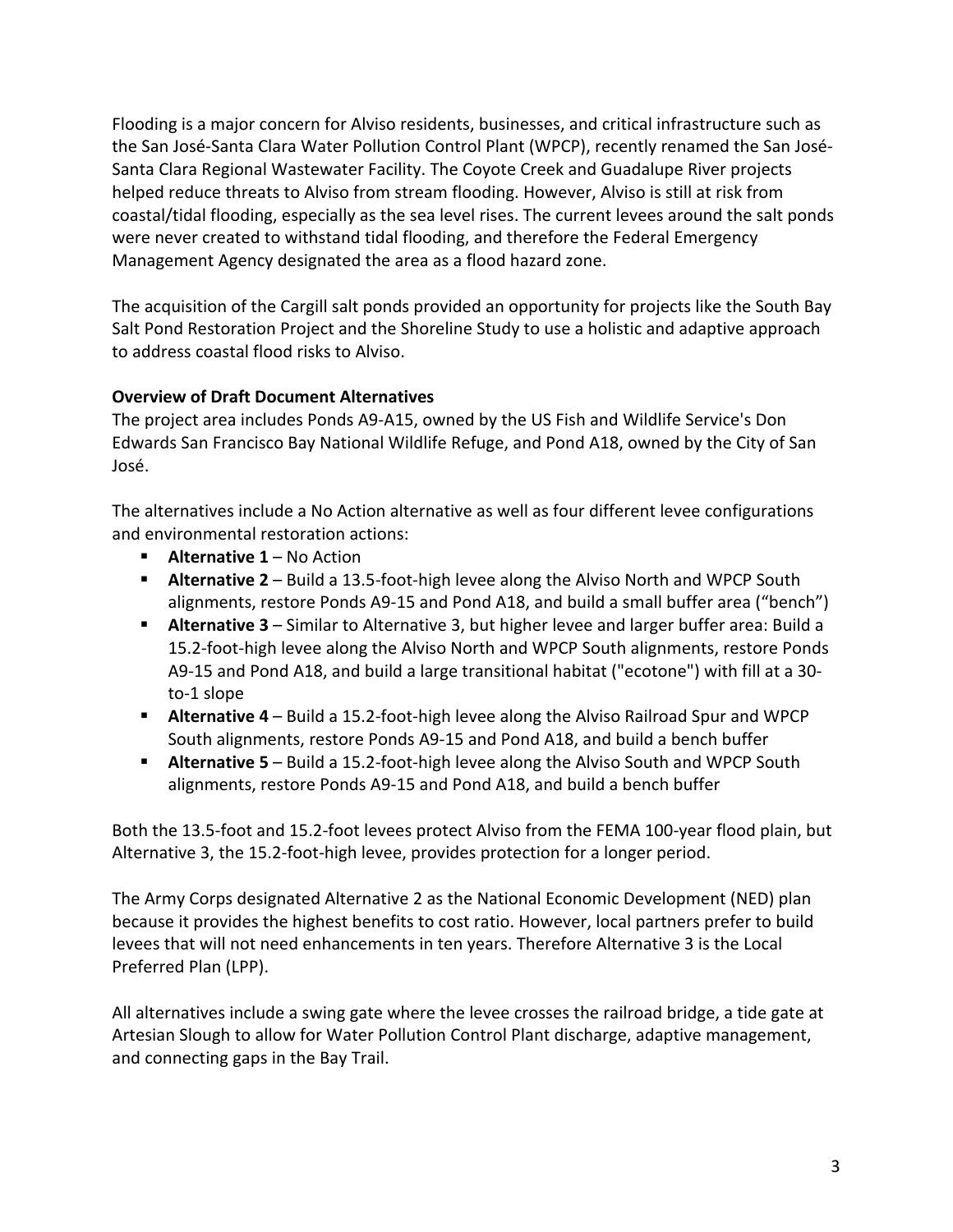Flooding is a major concern for Alviso residents, businesses, and critical infrastructure such as the San José-Santa Clara Water Pollution Control Plant (WPCP), recently renamed the San José-Santa Clara Regional Wastewater Facility. The Coyote Creek and Guadalupe River projects helped reduce threats to Alviso from stream flooding. However, Alviso is still at risk from coastal/tidal flooding, especially as the sea level rises. The current levees around the salt ponds were never created to withstand tidal flooding, and therefore the Federal Emergency Management Agency designated the area as a flood hazard zone.

The acquisition of the Cargill salt ponds provided an opportunity for projects like the South Bay Salt Pond Restoration Project and the Shoreline Study to use a holistic and adaptive approach to address coastal flood risks to Alviso.

**Overview of Draft Document Alternatives**

The project area includes Ponds A9-A15, owned by the US Fish and Wildlife Service's Don Edwards San Francisco Bay National Wildlife Refuge, and Pond A18, owned by the City of San José.

The alternatives include a No Action alternative as well as four different levee configurations and environmental restoration actions:

- **Alternative 1** – No Action
- **Alternative 2** – Build a 13.5-foot-high levee along the Alviso North and WPCP South alignments, restore Ponds A9-15 and Pond A18, and build a small buffer area ("bench")
- **Alternative 3** – Similar to Alternative 3, but higher levee and larger buffer area: Build a 15.2-foot-high levee along the Alviso North and WPCP South alignments, restore Ponds A9-15 and Pond A18, and build a large transitional habitat ("ecotone") with fill at a 30-to-1 slope
- **Alternative 4** – Build a 15.2-foot-high levee along the Alviso Railroad Spur and WPCP South alignments, restore Ponds A9-15 and Pond A18, and build a bench buffer
- **Alternative 5** – Build a 15.2-foot-high levee along the Alviso South and WPCP South alignments, restore Ponds A9-15 and Pond A18, and build a bench buffer

Both the 13.5-foot and 15.2-foot levees protect Alviso from the FEMA 100-year flood plain, but Alternative 3, the 15.2-foot-high levee, provides protection for a longer period.

The Army Corps designated Alternative 2 as the National Economic Development (NED) plan because it provides the highest benefits to cost ratio. However, local partners prefer to build levees that will not need enhancements in ten years. Therefore Alternative 3 is the Local Preferred Plan (LPP).

All alternatives include a swing gate where the levee crosses the railroad bridge, a tide gate at Artesian Slough to allow for Water Pollution Control Plant discharge, adaptive management, and connecting gaps in the Bay Trail.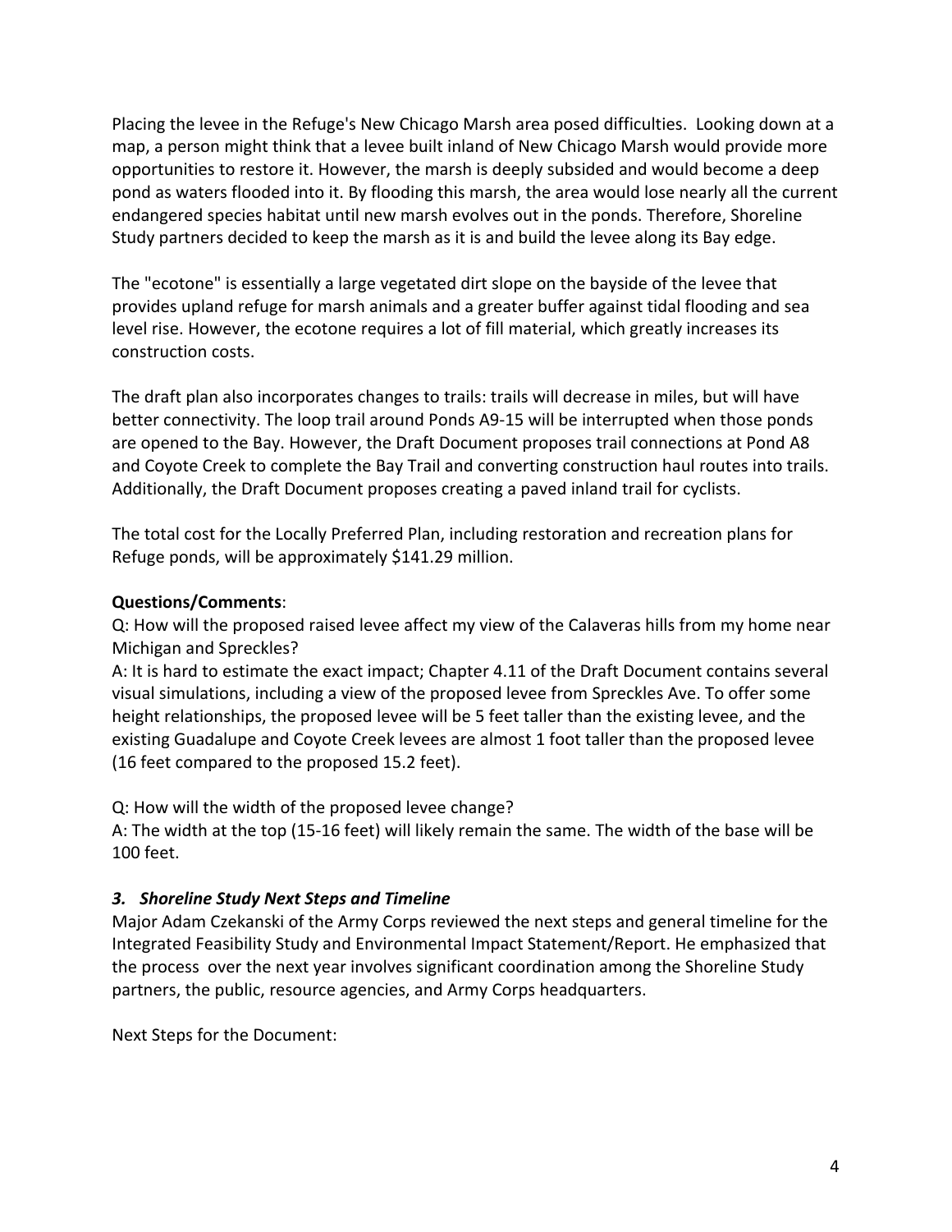Placing the levee in the Refuge's New Chicago Marsh area posed difficulties. Looking down at a map, a person might think that a levee built inland of New Chicago Marsh would provide more opportunities to restore it. However, the marsh is deeply subsided and would become a deep pond as waters flooded into it. By flooding this marsh, the area would lose nearly all the current endangered species habitat until new marsh evolves out in the ponds. Therefore, Shoreline Study partners decided to keep the marsh as it is and build the levee along its Bay edge.

The "ecotone" is essentially a large vegetated dirt slope on the bayside of the levee that provides upland refuge for marsh animals and a greater buffer against tidal flooding and sea level rise. However, the ecotone requires a lot of fill material, which greatly increases its construction costs.

The draft plan also incorporates changes to trails: trails will decrease in miles, but will have better connectivity. The loop trail around Ponds A9-15 will be interrupted when those ponds are opened to the Bay. However, the Draft Document proposes trail connections at Pond A8 and Coyote Creek to complete the Bay Trail and converting construction haul routes into trails. Additionally, the Draft Document proposes creating a paved inland trail for cyclists.

The total cost for the Locally Preferred Plan, including restoration and recreation plans for Refuge ponds, will be approximately $141.29 million.

**Questions/Comments**:

Q: How will the proposed raised levee affect my view of the Calaveras hills from my home near Michigan and Spreckles?

A: It is hard to estimate the exact impact; Chapter 4.11 of the Draft Document contains several visual simulations, including a view of the proposed levee from Spreckles Ave. To offer some height relationships, the proposed levee will be 5 feet taller than the existing levee, and the existing Guadalupe and Coyote Creek levees are almost 1 foot taller than the proposed levee (16 feet compared to the proposed 15.2 feet).

Q: How will the width of the proposed levee change?

A: The width at the top (15-16 feet) will likely remain the same. The width of the base will be 100 feet.

### *3. Shoreline Study Next Steps and Timeline*

Major Adam Czekanski of the Army Corps reviewed the next steps and general timeline for the Integrated Feasibility Study and Environmental Impact Statement/Report. He emphasized that the process over the next year involves significant coordination among the Shoreline Study partners, the public, resource agencies, and Army Corps headquarters.

Next Steps for the Document: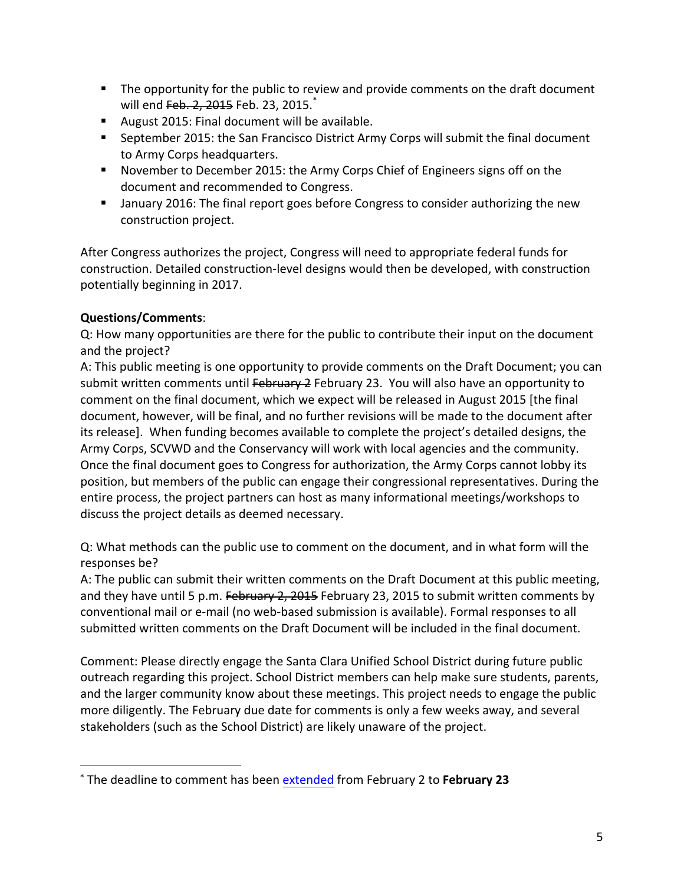- The opportunity for the public to review and provide comments on the draft document will end ~~Feb. 2, 2015~~ Feb. 23, 2015.[*]
- August 2015: Final document will be available.
- September 2015: the San Francisco District Army Corps will submit the final document to Army Corps headquarters.
- November to December 2015: the Army Corps Chief of Engineers signs off on the document and recommended to Congress.
- January 2016: The final report goes before Congress to consider authorizing the new construction project.

After Congress authorizes the project, Congress will need to appropriate federal funds for construction. Detailed construction-level designs would then be developed, with construction potentially beginning in 2017.

**Questions/Comments**:

Q: How many opportunities are there for the public to contribute their input on the document and the project?

A: This public meeting is one opportunity to provide comments on the Draft Document; you can submit written comments until ~~February 2~~ February 23. You will also have an opportunity to comment on the final document, which we expect will be released in August 2015 [the final document, however, will be final, and no further revisions will be made to the document after its release]. When funding becomes available to complete the project's detailed designs, the Army Corps, SCVWD and the Conservancy will work with local agencies and the community. Once the final document goes to Congress for authorization, the Army Corps cannot lobby its position, but members of the public can engage their congressional representatives. During the entire process, the project partners can host as many informational meetings/workshops to discuss the project details as deemed necessary.

Q: What methods can the public use to comment on the document, and in what form will the responses be?

A: The public can submit their written comments on the Draft Document at this public meeting, and they have until 5 p.m. ~~February 2, 2015~~ February 23, 2015 to submit written comments by conventional mail or e-mail (no web-based submission is available). Formal responses to all submitted written comments on the Draft Document will be included in the final document.

Comment: Please directly engage the Santa Clara Unified School District during future public outreach regarding this project. School District members can help make sure students, parents, and the larger community know about these meetings. This project needs to engage the public more diligently. The February due date for comments is only a few weeks away, and several stakeholders (such as the School District) are likely unaware of the project.

---

[*] The deadline to comment has been extended from February 2 to **February 23**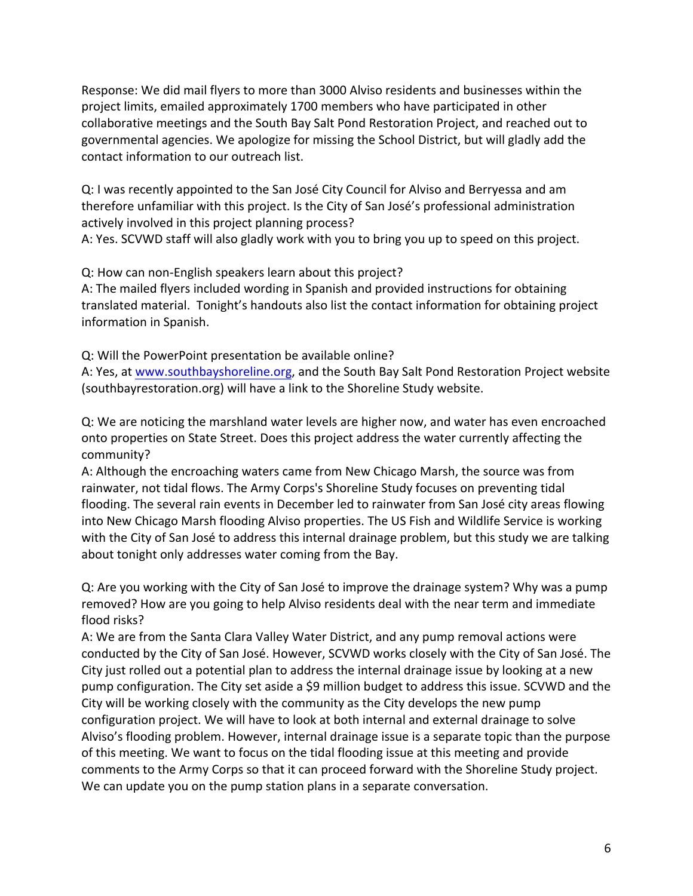Response: We did mail flyers to more than 3000 Alviso residents and businesses within the project limits, emailed approximately 1700 members who have participated in other collaborative meetings and the South Bay Salt Pond Restoration Project, and reached out to governmental agencies. We apologize for missing the School District, but will gladly add the contact information to our outreach list.

Q: I was recently appointed to the San José City Council for Alviso and Berryessa and am therefore unfamiliar with this project. Is the City of San José's professional administration actively involved in this project planning process?
A: Yes. SCVWD staff will also gladly work with you to bring you up to speed on this project.

Q: How can non-English speakers learn about this project?
A: The mailed flyers included wording in Spanish and provided instructions for obtaining translated material. Tonight's handouts also list the contact information for obtaining project information in Spanish.

Q: Will the PowerPoint presentation be available online?
A: Yes, at [www.southbayshoreline.org](http://www.southbayshoreline.org), and the South Bay Salt Pond Restoration Project website (southbayrestoration.org) will have a link to the Shoreline Study website.

Q: We are noticing the marshland water levels are higher now, and water has even encroached onto properties on State Street. Does this project address the water currently affecting the community?
A: Although the encroaching waters came from New Chicago Marsh, the source was from rainwater, not tidal flows. The Army Corps's Shoreline Study focuses on preventing tidal flooding. The several rain events in December led to rainwater from San José city areas flowing into New Chicago Marsh flooding Alviso properties. The US Fish and Wildlife Service is working with the City of San José to address this internal drainage problem, but this study we are talking about tonight only addresses water coming from the Bay.

Q: Are you working with the City of San José to improve the drainage system? Why was a pump removed? How are you going to help Alviso residents deal with the near term and immediate flood risks?
A: We are from the Santa Clara Valley Water District, and any pump removal actions were conducted by the City of San José. However, SCVWD works closely with the City of San José. The City just rolled out a potential plan to address the internal drainage issue by looking at a new pump configuration. The City set aside a $9 million budget to address this issue. SCVWD and the City will be working closely with the community as the City develops the new pump configuration project. We will have to look at both internal and external drainage to solve Alviso's flooding problem. However, internal drainage issue is a separate topic than the purpose of this meeting. We want to focus on the tidal flooding issue at this meeting and provide comments to the Army Corps so that it can proceed forward with the Shoreline Study project. We can update you on the pump station plans in a separate conversation.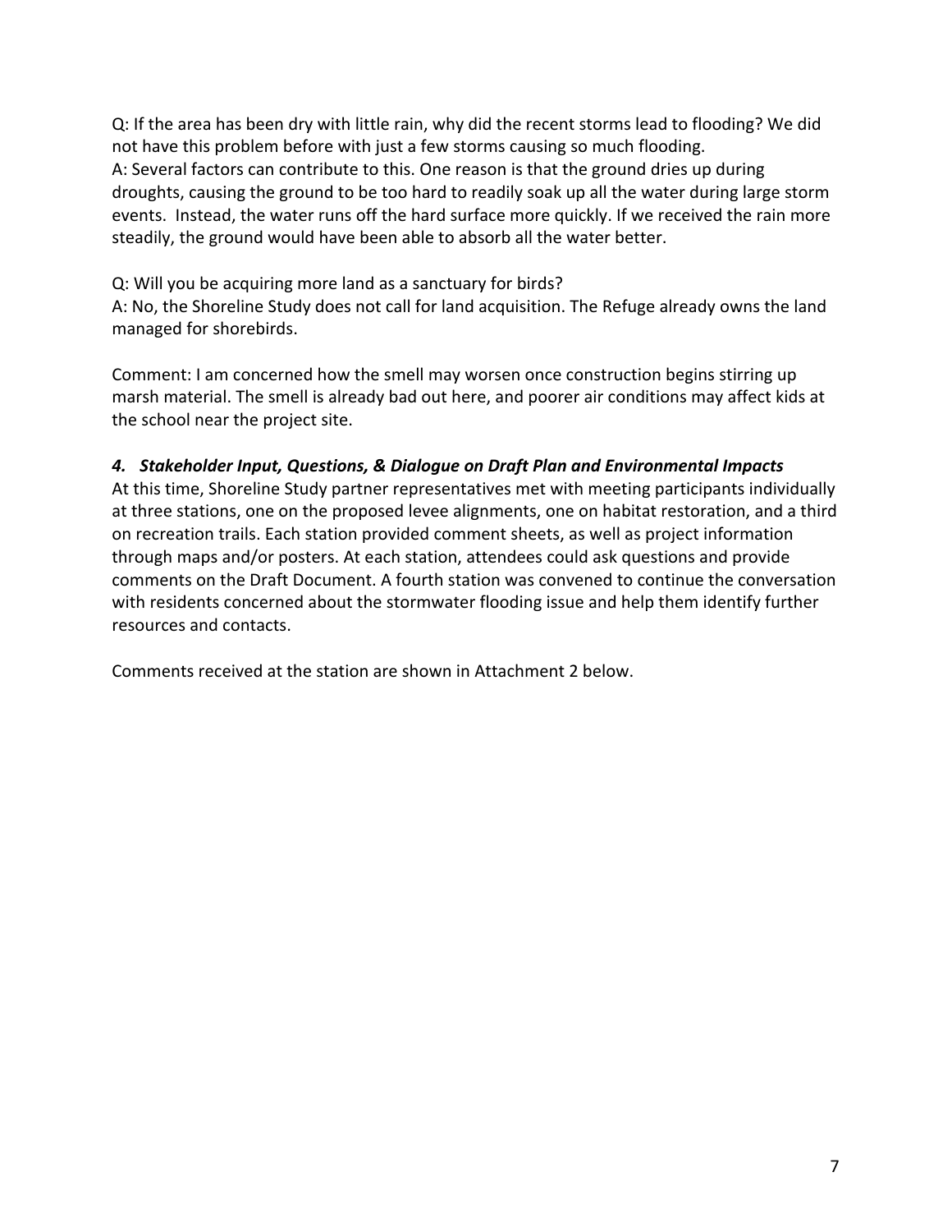Q: If the area has been dry with little rain, why did the recent storms lead to flooding? We did not have this problem before with just a few storms causing so much flooding.
A: Several factors can contribute to this. One reason is that the ground dries up during droughts, causing the ground to be too hard to readily soak up all the water during large storm events. Instead, the water runs off the hard surface more quickly. If we received the rain more steadily, the ground would have been able to absorb all the water better.

Q: Will you be acquiring more land as a sanctuary for birds?
A: No, the Shoreline Study does not call for land acquisition. The Refuge already owns the land managed for shorebirds.

Comment: I am concerned how the smell may worsen once construction begins stirring up marsh material. The smell is already bad out here, and poorer air conditions may affect kids at the school near the project site.

### *4. Stakeholder Input, Questions, & Dialogue on Draft Plan and Environmental Impacts*

At this time, Shoreline Study partner representatives met with meeting participants individually at three stations, one on the proposed levee alignments, one on habitat restoration, and a third on recreation trails. Each station provided comment sheets, as well as project information through maps and/or posters. At each station, attendees could ask questions and provide comments on the Draft Document. A fourth station was convened to continue the conversation with residents concerned about the stormwater flooding issue and help them identify further resources and contacts.

Comments received at the station are shown in Attachment 2 below.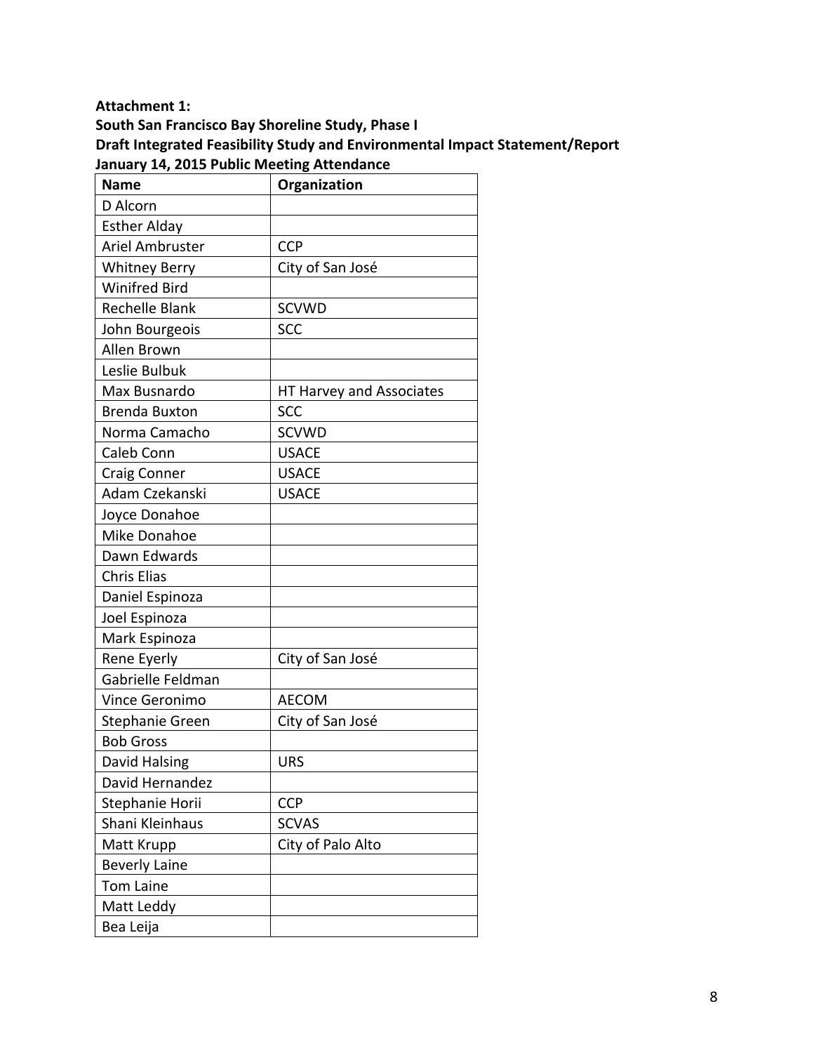**Attachment 1:**
**South San Francisco Bay Shoreline Study, Phase I**
**Draft Integrated Feasibility Study and Environmental Impact Statement/Report**
**January 14, 2015 Public Meeting Attendance**

| Name | Organization |
|---|---|
| D Alcorn | |
| Esther Alday | |
| Ariel Ambruster | CCP |
| Whitney Berry | City of San José |
| Winifred Bird | |
| Rechelle Blank | SCVWD |
| John Bourgeois | SCC |
| Allen Brown | |
| Leslie Bulbuk | |
| Max Busnardo | HT Harvey and Associates |
| Brenda Buxton | SCC |
| Norma Camacho | SCVWD |
| Caleb Conn | USACE |
| Craig Conner | USACE |
| Adam Czekanski | USACE |
| Joyce Donahoe | |
| Mike Donahoe | |
| Dawn Edwards | |
| Chris Elias | |
| Daniel Espinoza | |
| Joel Espinoza | |
| Mark Espinoza | |
| Rene Eyerly | City of San José |
| Gabrielle Feldman | |
| Vince Geronimo | AECOM |
| Stephanie Green | City of San José |
| Bob Gross | |
| David Halsing | URS |
| David Hernandez | |
| Stephanie Horii | CCP |
| Shani Kleinhaus | SCVAS |
| Matt Krupp | City of Palo Alto |
| Beverly Laine | |
| Tom Laine | |
| Matt Leddy | |
| Bea Leija | |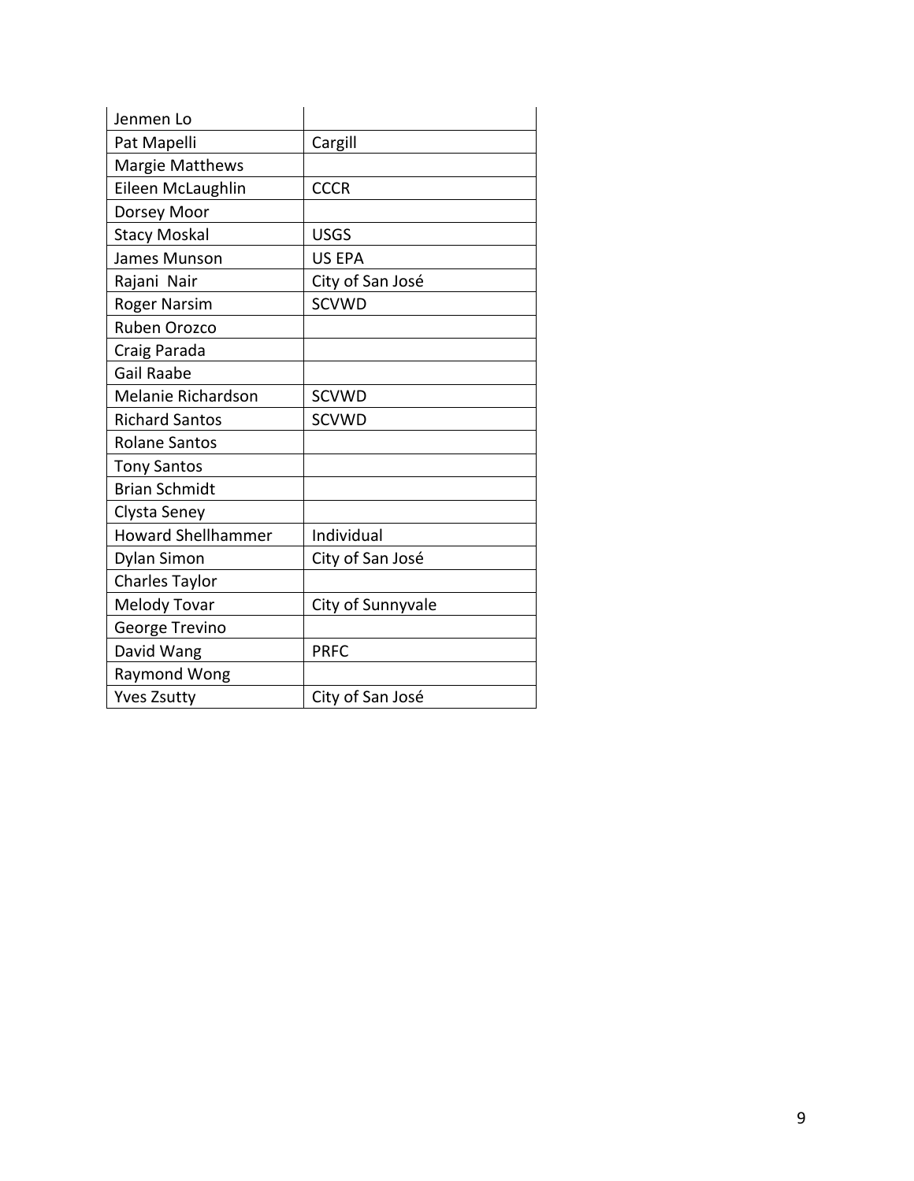| | |
|---|---|
| Jenmen Lo | |
| Pat Mapelli | Cargill |
| Margie Matthews | |
| Eileen McLaughlin | CCCR |
| Dorsey Moor | |
| Stacy Moskal | USGS |
| James Munson | US EPA |
| Rajani Nair | City of San José |
| Roger Narsim | SCVWD |
| Ruben Orozco | |
| Craig Parada | |
| Gail Raabe | |
| Melanie Richardson | SCVWD |
| Richard Santos | SCVWD |
| Rolane Santos | |
| Tony Santos | |
| Brian Schmidt | |
| Clysta Seney | |
| Howard Shellhammer | Individual |
| Dylan Simon | City of San José |
| Charles Taylor | |
| Melody Tovar | City of Sunnyvale |
| George Trevino | |
| David Wang | PRFC |
| Raymond Wong | |
| Yves Zsutty | City of San José |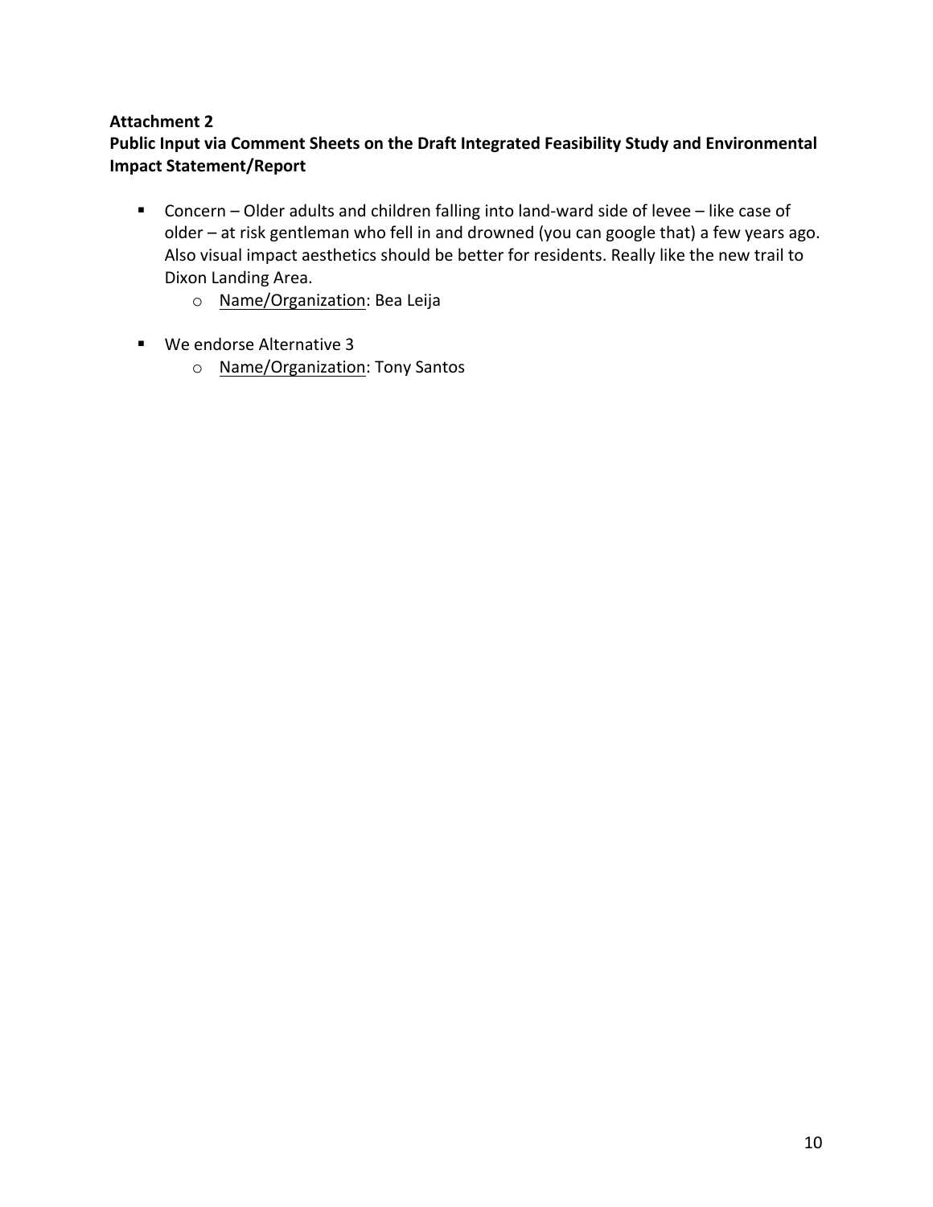**Attachment 2**
**Public Input via Comment Sheets on the Draft Integrated Feasibility Study and Environmental Impact Statement/Report**

- Concern – Older adults and children falling into land-ward side of levee – like case of older – at risk gentleman who fell in and drowned (you can google that) a few years ago. Also visual impact aesthetics should be better for residents. Really like the new trail to Dixon Landing Area.
  - Name/Organization: Bea Leija

- We endorse Alternative 3
  - Name/Organization: Tony Santos